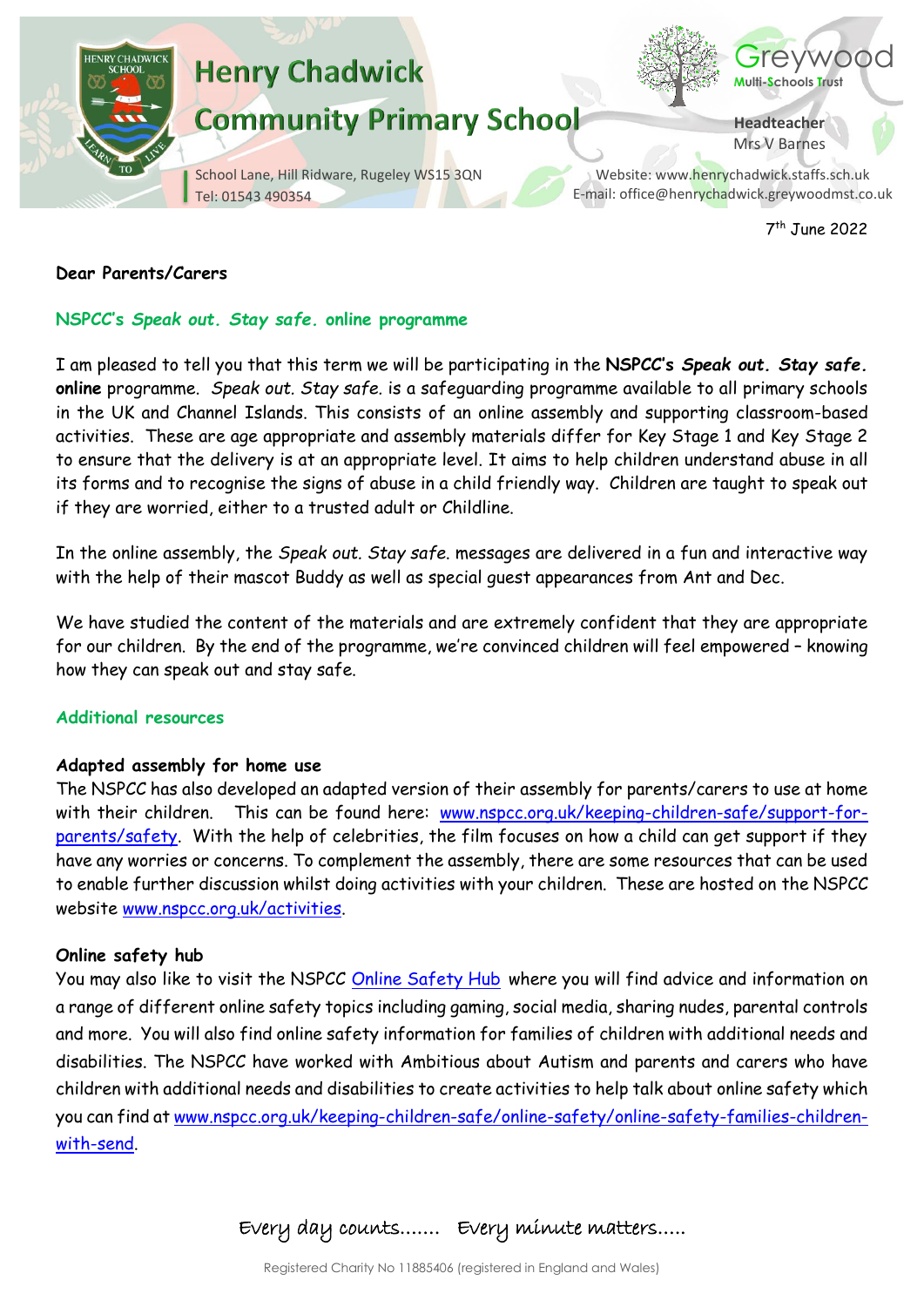# Henry Chadwick Community Primary School

School Lane, Hill Ridware, Rugeley WS15 3QN
Tel: 01543 490354

Greywood Multi-Schools Trust

**Headteacher**
Mrs V Barnes

Website: www.henrychadwick.staffs.sch.uk
E-mail: office@henrychadwick.greywoodmst.co.uk

7th June 2022

**Dear Parents/Carers**

## NSPCC's *Speak out. Stay safe.* online programme

I am pleased to tell you that this term we will be participating in the **NSPCC's *Speak out. Stay safe.* online** programme. *Speak out. Stay safe.* is a safeguarding programme available to all primary schools in the UK and Channel Islands. This consists of an online assembly and supporting classroom-based activities. These are age appropriate and assembly materials differ for Key Stage 1 and Key Stage 2 to ensure that the delivery is at an appropriate level. It aims to help children understand abuse in all its forms and to recognise the signs of abuse in a child friendly way. Children are taught to speak out if they are worried, either to a trusted adult or Childline.

In the online assembly, the *Speak out. Stay safe.* messages are delivered in a fun and interactive way with the help of their mascot Buddy as well as special guest appearances from Ant and Dec.

We have studied the content of the materials and are extremely confident that they are appropriate for our children. By the end of the programme, we're convinced children will feel empowered – knowing how they can speak out and stay safe.

## Additional resources

**Adapted assembly for home use**
The NSPCC has also developed an adapted version of their assembly for parents/carers to use at home with their children. This can be found here: www.nspcc.org.uk/keeping-children-safe/support-for-parents/safety. With the help of celebrities, the film focuses on how a child can get support if they have any worries or concerns. To complement the assembly, there are some resources that can be used to enable further discussion whilst doing activities with your children. These are hosted on the NSPCC website www.nspcc.org.uk/activities.

**Online safety hub**
You may also like to visit the NSPCC Online Safety Hub where you will find advice and information on a range of different online safety topics including gaming, social media, sharing nudes, parental controls and more. You will also find online safety information for families of children with additional needs and disabilities. The NSPCC have worked with Ambitious about Autism and parents and carers who have children with additional needs and disabilities to create activities to help talk about online safety which you can find at www.nspcc.org.uk/keeping-children-safe/online-safety/online-safety-families-children-with-send.

Every day counts....... Every minute matters.....

Registered Charity No 11885406 (registered in England and Wales)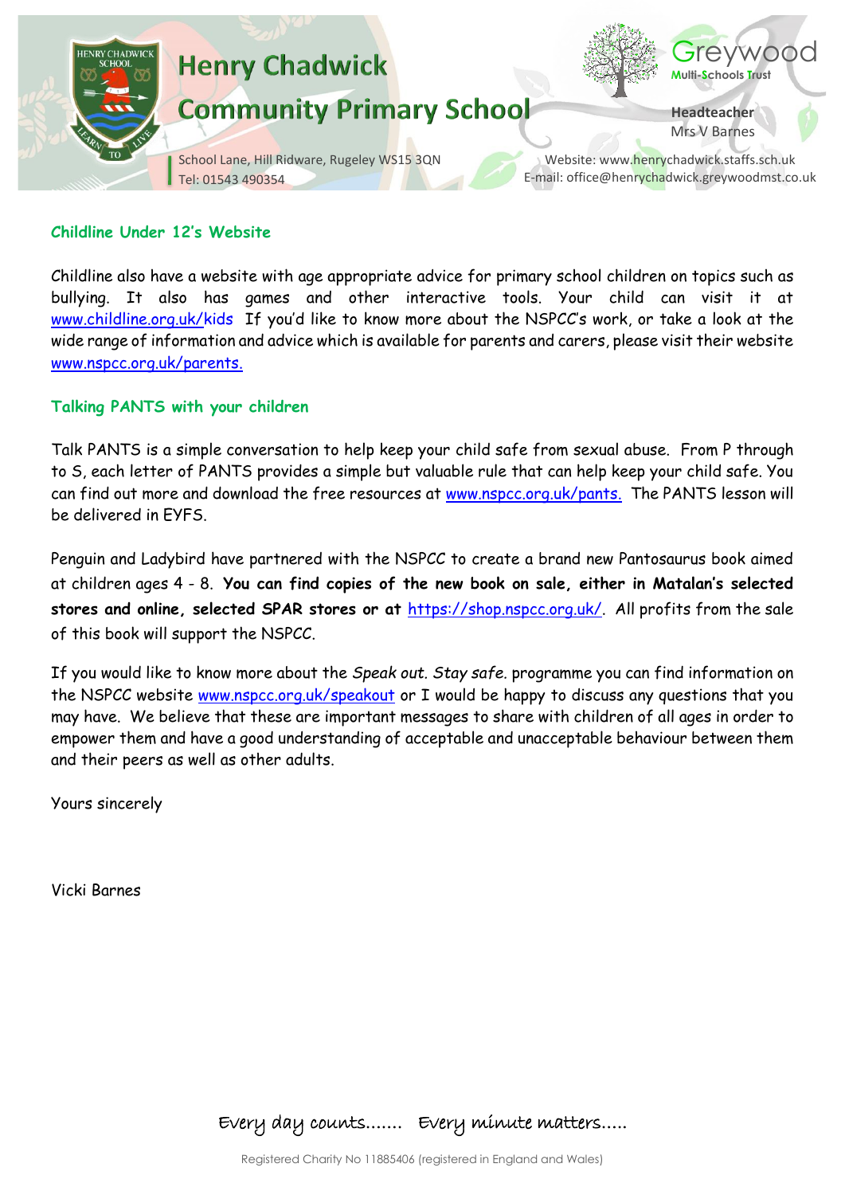### Childline Under 12's Website

Childline also have a website with age appropriate advice for primary school children on topics such as bullying. It also has games and other interactive tools. Your child can visit it at www.childline.org.uk/kids If you'd like to know more about the NSPCC's work, or take a look at the wide range of information and advice which is available for parents and carers, please visit their website www.nspcc.org.uk/parents.

### Talking PANTS with your children

Talk PANTS is a simple conversation to help keep your child safe from sexual abuse. From P through to S, each letter of PANTS provides a simple but valuable rule that can help keep your child safe. You can find out more and download the free resources at www.nspcc.org.uk/pants. The PANTS lesson will be delivered in EYFS.

Penguin and Ladybird have partnered with the NSPCC to create a brand new Pantosaurus book aimed at children ages 4 - 8. **You can find copies of the new book on sale, either in Matalan's selected stores and online, selected SPAR stores or at** https://shop.nspcc.org.uk/. All profits from the sale of this book will support the NSPCC.

If you would like to know more about the *Speak out. Stay safe.* programme you can find information on the NSPCC website www.nspcc.org.uk/speakout or I would be happy to discuss any questions that you may have. We believe that these are important messages to share with children of all ages in order to empower them and have a good understanding of acceptable and unacceptable behaviour between them and their peers as well as other adults.

Yours sincerely

Vicki Barnes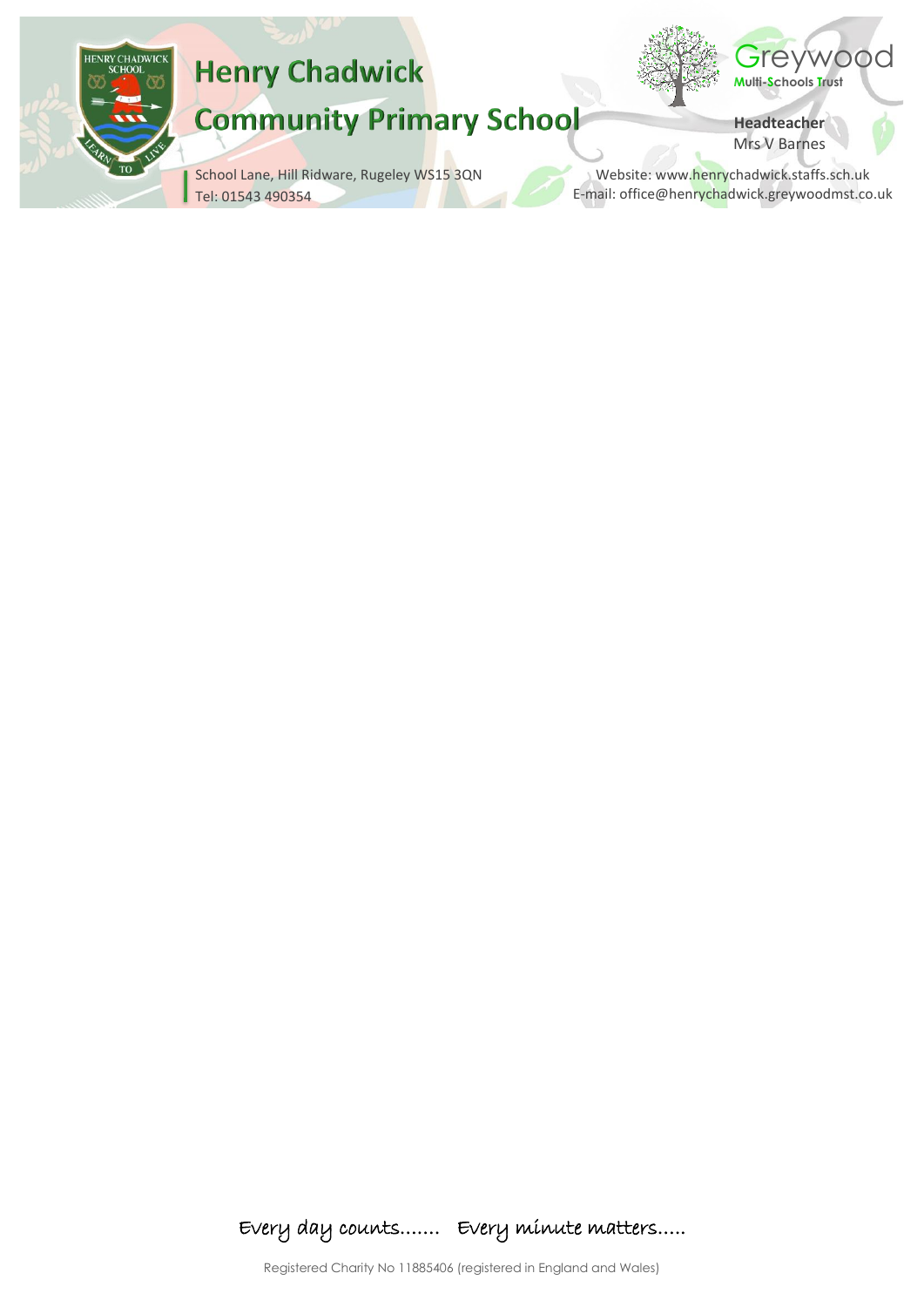# Henry Chadwick Community Primary School

School Lane, Hill Ridware, Rugeley WS15 3QN
Tel: 01543 490354

Greywood Multi-Schools Trust

**Headteacher**
Mrs V Barnes

Website: www.henrychadwick.staffs.sch.uk
E-mail: office@henrychadwick.greywoodmst.co.uk

Every day counts……. Every minute matters…..

Registered Charity No 11885406 (registered in England and Wales)